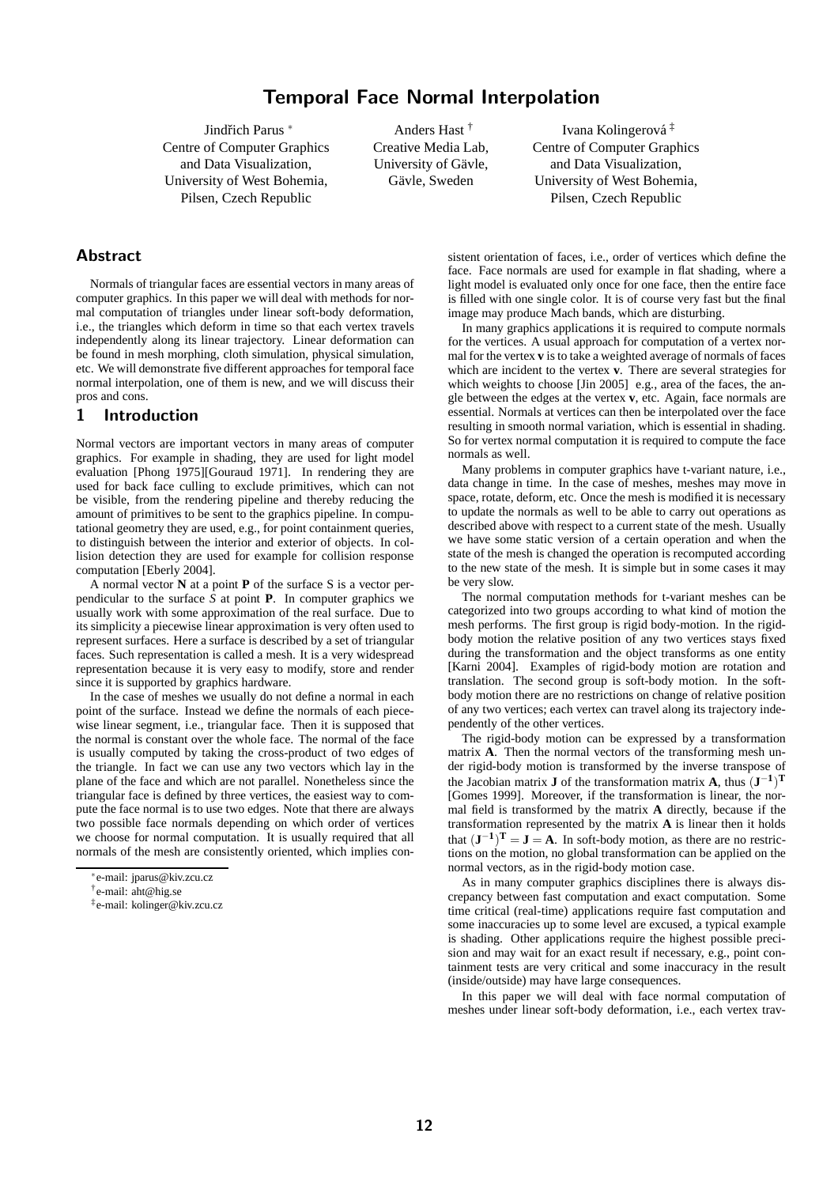# Temporal Face Normal Interpolation

Jindřich Parus [*]
Centre of Computer Graphics and Data Visualization, University of West Bohemia, Pilsen, Czech Republic

Anders Hast [†]
Creative Media Lab, University of Gävle, Gävle, Sweden

Ivana Kolingerová [‡]
Centre of Computer Graphics and Data Visualization, University of West Bohemia, Pilsen, Czech Republic

## Abstract

Normals of triangular faces are essential vectors in many areas of computer graphics. In this paper we will deal with methods for normal computation of triangles under linear soft-body deformation, i.e., the triangles which deform in time so that each vertex travels independently along its linear trajectory. Linear deformation can be found in mesh morphing, cloth simulation, physical simulation, etc. We will demonstrate five different approaches for temporal face normal interpolation, one of them is new, and we will discuss their pros and cons.

## 1 Introduction

Normal vectors are important vectors in many areas of computer graphics. For example in shading, they are used for light model evaluation [Phong 1975][Gouraud 1971]. In rendering they are used for back face culling to exclude primitives, which can not be visible, from the rendering pipeline and thereby reducing the amount of primitives to be sent to the graphics pipeline. In computational geometry they are used, e.g., for point containment queries, to distinguish between the interior and exterior of objects. In collision detection they are used for example for collision response computation [Eberly 2004].

A normal vector $\mathbf{N}$ at a point $\mathbf{P}$ of the surface S is a vector perpendicular to the surface $S$ at point $\mathbf{P}$. In computer graphics we usually work with some approximation of the real surface. Due to its simplicity a piecewise linear approximation is very often used to represent surfaces. Here a surface is described by a set of triangular faces. Such representation is called a mesh. It is a very widespread representation because it is very easy to modify, store and render since it is supported by graphics hardware.

In the case of meshes we usually do not define a normal in each point of the surface. Instead we define the normals of each piecewise linear segment, i.e., triangular face. Then it is supposed that the normal is constant over the whole face. The normal of the face is usually computed by taking the cross-product of two edges of the triangle. In fact we can use any two vectors which lay in the plane of the face and which are not parallel. Nonetheless since the triangular face is defined by three vertices, the easiest way to compute the face normal is to use two edges. Note that there are always two possible face normals depending on which order of vertices we choose for normal computation. It is usually required that all normals of the mesh are consistently oriented, which implies consistent orientation of faces, i.e., order of vertices which define the face. Face normals are used for example in flat shading, where a light model is evaluated only once for one face, then the entire face is filled with one single color. It is of course very fast but the final image may produce Mach bands, which are disturbing.

In many graphics applications it is required to compute normals for the vertices. A usual approach for computation of a vertex normal for the vertex $\mathbf{v}$ is to take a weighted average of normals of faces which are incident to the vertex $\mathbf{v}$. There are several strategies for which weights to choose [Jin 2005] e.g., area of the faces, the angle between the edges at the vertex $\mathbf{v}$, etc. Again, face normals are essential. Normals at vertices can then be interpolated over the face resulting in smooth normal variation, which is essential in shading. So for vertex normal computation it is required to compute the face normals as well.

Many problems in computer graphics have t-variant nature, i.e., data change in time. In the case of meshes, meshes may move in space, rotate, deform, etc. Once the mesh is modified it is necessary to update the normals as well to be able to carry out operations as described above with respect to a current state of the mesh. Usually we have some static version of a certain operation and when the state of the mesh is changed the operation is recomputed according to the new state of the mesh. It is simple but in some cases it may be very slow.

The normal computation methods for t-variant meshes can be categorized into two groups according to what kind of motion the mesh performs. The first group is rigid body-motion. In the rigid-body motion the relative position of any two vertices stays fixed during the transformation and the object transforms as one entity [Karni 2004]. Examples of rigid-body motion are rotation and translation. The second group is soft-body motion. In the soft-body motion there are no restrictions on change of relative position of any two vertices; each vertex can travel along its trajectory independently of the other vertices.

The rigid-body motion can be expressed by a transformation matrix $\mathbf{A}$. Then the normal vectors of the transforming mesh under rigid-body motion is transformed by the inverse transpose of the Jacobian matrix $\mathbf{J}$ of the transformation matrix $\mathbf{A}$, thus $(\mathbf{J}^{-1})^{\mathbf{T}}$ [Gomes 1999]. Moreover, if the transformation is linear, the normal field is transformed by the matrix $\mathbf{A}$ directly, because if the transformation represented by the matrix $\mathbf{A}$ is linear then it holds that $(\mathbf{J}^{-1})^{\mathbf{T}} = \mathbf{J} = \mathbf{A}$. In soft-body motion, as there are no restrictions on the motion, no global transformation can be applied on the normal vectors, as in the rigid-body motion case.

As in many computer graphics disciplines there is always discrepancy between fast computation and exact computation. Some time critical (real-time) applications require fast computation and some inaccuracies up to some level are excused, a typical example is shading. Other applications require the highest possible precision and may wait for an exact result if necessary, e.g., point containment tests are very critical and some inaccuracy in the result (inside/outside) may have large consequences.

In this paper we will deal with face normal computation of meshes under linear soft-body deformation, i.e., each vertex trav-

[*] e-mail: jparus@kiv.zcu.cz
[†] e-mail: aht@hig.se
[‡] e-mail: kolinger@kiv.zcu.cz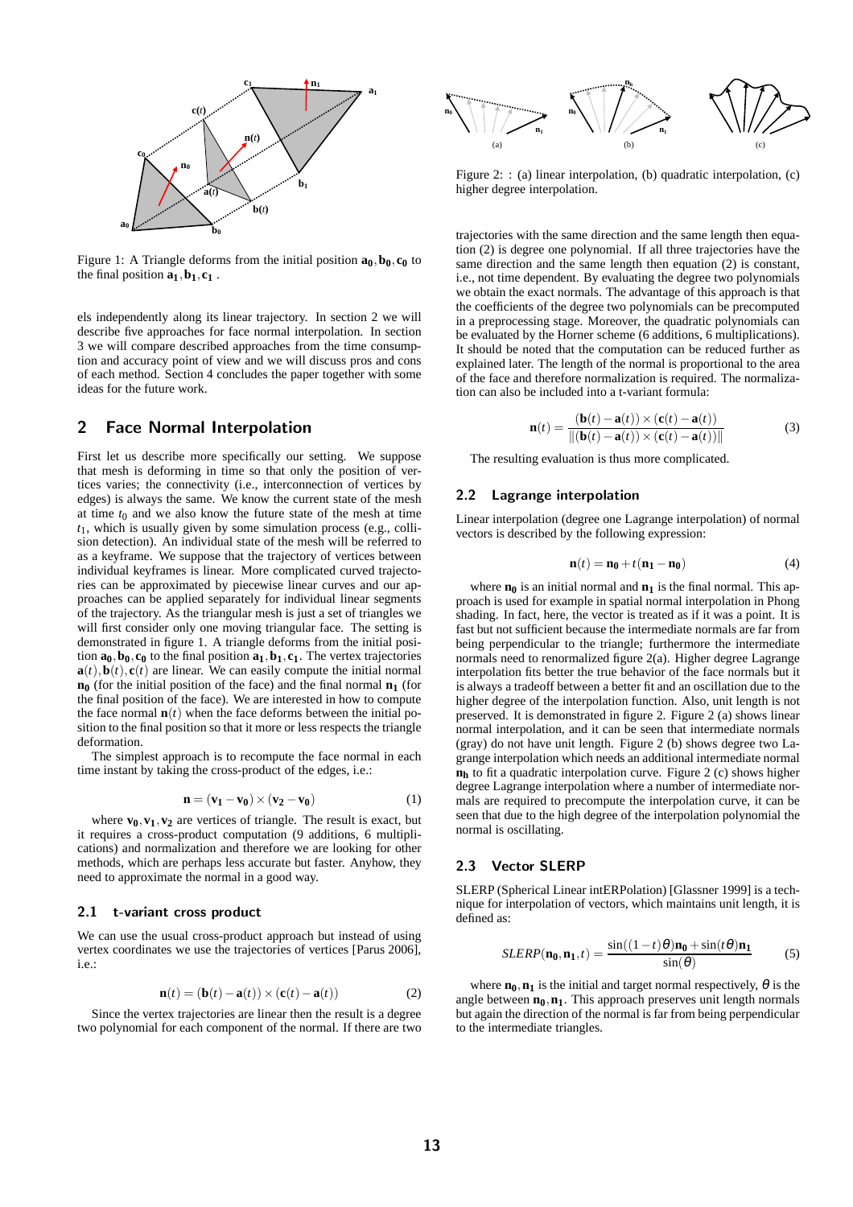Figure 1: A Triangle deforms from the initial position $\mathbf{a_0}, \mathbf{b_0}, \mathbf{c_0}$ to the final position $\mathbf{a_1}, \mathbf{b_1}, \mathbf{c_1}$ .

els independently along its linear trajectory. In section 2 we will describe five approaches for face normal interpolation. In section 3 we will compare described approaches from the time consumption and accuracy point of view and we will discuss pros and cons of each method. Section 4 concludes the paper together with some ideas for the future work.

## 2 Face Normal Interpolation

First let us describe more specifically our setting. We suppose that mesh is deforming in time so that only the position of vertices varies; the connectivity (i.e., interconnection of vertices by edges) is always the same. We know the current state of the mesh at time $t_0$ and we also know the future state of the mesh at time $t_1$, which is usually given by some simulation process (e.g., collision detection). An individual state of the mesh will be referred to as a keyframe. We suppose that the trajectory of vertices between individual keyframes is linear. More complicated curved trajectories can be approximated by piecewise linear curves and our approaches can be applied separately for individual linear segments of the trajectory. As the triangular mesh is just a set of triangles we will first consider only one moving triangular face. The setting is demonstrated in figure 1. A triangle deforms from the initial position $\mathbf{a_0}, \mathbf{b_0}, \mathbf{c_0}$ to the final position $\mathbf{a_1}, \mathbf{b_1}, \mathbf{c_1}$. The vertex trajectories $\mathbf{a}(t), \mathbf{b}(t), \mathbf{c}(t)$ are linear. We can easily compute the initial normal $\mathbf{n_0}$ (for the initial position of the face) and the final normal $\mathbf{n_1}$ (for the final position of the face). We are interested in how to compute the face normal $\mathbf{n}(t)$ when the face deforms between the initial position to the final position so that it more or less respects the triangle deformation.

The simplest approach is to recompute the face normal in each time instant by taking the cross-product of the edges, i.e.:

$$\mathbf{n} = (\mathbf{v_1} - \mathbf{v_0}) \times (\mathbf{v_2} - \mathbf{v_0}) \tag{1}$$

where $\mathbf{v_0}, \mathbf{v_1}, \mathbf{v_2}$ are vertices of triangle. The result is exact, but it requires a cross-product computation (9 additions, 6 multiplications) and normalization and therefore we are looking for other methods, which are perhaps less accurate but faster. Anyhow, they need to approximate the normal in a good way.

### 2.1 t-variant cross product

We can use the usual cross-product approach but instead of using vertex coordinates we use the trajectories of vertices [Parus 2006], i.e.:

$$\mathbf{n}(t) = (\mathbf{b}(t) - \mathbf{a}(t)) \times (\mathbf{c}(t) - \mathbf{a}(t)) \tag{2}$$

Since the vertex trajectories are linear then the result is a degree two polynomial for each component of the normal. If there are two trajectories with the same direction and the same length then equation (2) is degree one polynomial. If all three trajectories have the same direction and the same length then equation (2) is constant, i.e., not time dependent. By evaluating the degree two polynomials we obtain the exact normals. The advantage of this approach is that the coefficients of the degree two polynomials can be precomputed in a preprocessing stage. Moreover, the quadratic polynomials can be evaluated by the Horner scheme (6 additions, 6 multiplications). It should be noted that the computation can be reduced further as explained later. The length of the normal is proportional to the area of the face and therefore normalization is required. The normalization can also be included into a t-variant formula:

$$\mathbf{n}(t) = \frac{(\mathbf{b}(t) - \mathbf{a}(t)) \times (\mathbf{c}(t) - \mathbf{a}(t))}{\|(\mathbf{b}(t) - \mathbf{a}(t)) \times (\mathbf{c}(t) - \mathbf{a}(t))\|} \tag{3}$$

The resulting evaluation is thus more complicated.

Figure 2: : (a) linear interpolation, (b) quadratic interpolation, (c) higher degree interpolation.

### 2.2 Lagrange interpolation

Linear interpolation (degree one Lagrange interpolation) of normal vectors is described by the following expression:

$$\mathbf{n}(t) = \mathbf{n_0} + t(\mathbf{n_1} - \mathbf{n_0}) \tag{4}$$

where $\mathbf{n_0}$ is an initial normal and $\mathbf{n_1}$ is the final normal. This approach is used for example in spatial normal interpolation in Phong shading. In fact, here, the vector is treated as if it was a point. It is fast but not sufficient because the intermediate normals are far from being perpendicular to the triangle; furthermore the intermediate normals need to renormalized figure 2(a). Higher degree Lagrange interpolation fits better the true behavior of the face normals but it is always a tradeoff between a better fit and an oscillation due to the higher degree of the interpolation function. Also, unit length is not preserved. It is demonstrated in figure 2. Figure 2 (a) shows linear normal interpolation, and it can be seen that intermediate normals (gray) do not have unit length. Figure 2 (b) shows degree two Lagrange interpolation which needs an additional intermediate normal $\mathbf{n_h}$ to fit a quadratic interpolation curve. Figure 2 (c) shows higher degree Lagrange interpolation where a number of intermediate normals are required to precompute the interpolation curve, it can be seen that due to the high degree of the interpolation polynomial the normal is oscillating.

### 2.3 Vector SLERP

SLERP (Spherical Linear intERPolation) [Glassner 1999] is a technique for interpolation of vectors, which maintains unit length, it is defined as:

$$SLERP(\mathbf{n_0}, \mathbf{n_1}, t) = \frac{\sin((1-t)\theta)\mathbf{n_0} + \sin(t\theta)\mathbf{n_1}}{\sin(\theta)} \tag{5}$$

where $\mathbf{n_0}, \mathbf{n_1}$ is the initial and target normal respectively, $\theta$ is the angle between $\mathbf{n_0}, \mathbf{n_1}$. This approach preserves unit length normals but again the direction of the normal is far from being perpendicular to the intermediate triangles.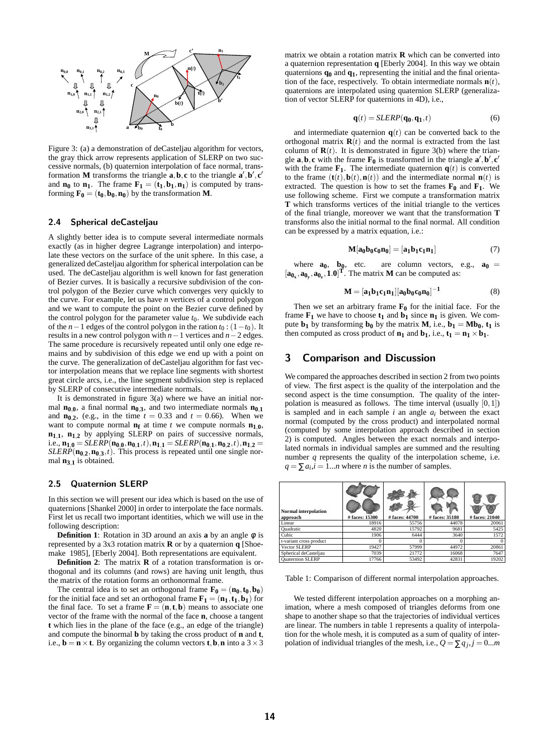Figure 3: (a) a demonstration of deCasteljau algorithm for vectors, the gray thick arrow represents application of SLERP on two successive normals, (b) quaternion interpolation of face normal, transformation $\mathbf{M}$ transforms the triangle $\mathbf{a}, \mathbf{b}, \mathbf{c}$ to the triangle $\mathbf{a}', \mathbf{b}', \mathbf{c}'$ and $\mathbf{n_0}$ to $\mathbf{n_1}$. The frame $\mathbf{F_1} = (\mathbf{t_1}, \mathbf{b_1}, \mathbf{n_1})$ is computed by transforming $\mathbf{F_0} = (\mathbf{t_0}, \mathbf{b_0}, \mathbf{n_0})$ by the transformation $\mathbf{M}$.

### 2.4 Spherical deCasteljau

A slightly better idea is to compute several intermediate normals exactly (as in higher degree Lagrange interpolation) and interpolate these vectors on the surface of the unit sphere. In this case, a generalized deCasteljau algorithm for spherical interpolation can be used. The deCasteljau algorithm is well known for fast generation of Bezier curves. It is basically a recursive subdivision of the control polygon of the Bezier curve which converges very quickly to the curve. For example, let us have $n$ vertices of a control polygon and we want to compute the point on the Bezier curve defined by the control polygon for the parameter value $t_0$. We subdivide each of the $n-1$ edges of the control polygon in the ration $t_0 : (1-t_0)$. It results in a new control polygon with $n-1$ vertices and $n-2$ edges. The same procedure is recursively repeated until only one edge remains and by subdivision of this edge we end up with a point on the curve. The generalization of deCasteljau algorithm for fast vector interpolation means that we replace line segments with shortest great circle arcs, i.e., the line segment subdivision step is replaced by SLERP of consecutive intermediate normals.

It is demonstrated in figure 3(a) where we have an initial normal $\mathbf{n_{0,0}}$, a final normal $\mathbf{n_{0,3}}$, and two intermediate normals $\mathbf{n_{0,1}}$ and $\mathbf{n_{0,2}}$, (e.g., in the time $t = 0.33$ and $t = 0.66$). When we want to compute normal $\mathbf{n_f}$ at time $t$ we compute normals $\mathbf{n_{1,0}}$, $\mathbf{n_{1,1}}$, $\mathbf{n_{1,2}}$ by applying SLERP on pairs of successive normals, i.e., $\mathbf{n_{1,0}} = SLERP(\mathbf{n_{0,0}}, \mathbf{n_{0,1}}, t), \mathbf{n_{1,1}} = SLERP(\mathbf{n_{0,1}}, \mathbf{n_{0,2}}, t), \mathbf{n_{1,2}} = SLERP(\mathbf{n_{0,2}}, \mathbf{n_{0,3}}, t)$. This process is repeated until one single normal $\mathbf{n_{3,1}}$ is obtained.

### 2.5 Quaternion SLERP

In this section we will present our idea which is based on the use of quaternions [Shankel 2000] in order to interpolate the face normals. First let us recall two important identities, which we will use in the following description:

**Definition 1**: Rotation in 3D around an axis $\mathbf{a}$ by an angle $\phi$ is represented by a 3x3 rotation matrix $\mathbf{R}$ or by a quaternion $\mathbf{q}$ [Shoemake 1985], [Eberly 2004]. Both representations are equivalent.

**Definition 2**: The matrix $\mathbf{R}$ of a rotation transformation is orthogonal and its columns (and rows) are having unit length, thus the matrix of the rotation forms an orthonormal frame.

The central idea is to set an orthogonal frame $\mathbf{F_0} = (\mathbf{n_0}, \mathbf{t_0}, \mathbf{b_0})$ for the initial face and set an orthogonal frame $\mathbf{F_1} = (\mathbf{n_1}, \mathbf{t_1}, \mathbf{b_1})$ for the final face. To set a frame $\mathbf{F} = (\mathbf{n}, \mathbf{t}, \mathbf{b})$ means to associate one vector of the frame with the normal of the face $\mathbf{n}$, choose a tangent $\mathbf{t}$ which lies in the plane of the face (e.g., an edge of the triangle) and compute the binormal $\mathbf{b}$ by taking the cross product of $\mathbf{n}$ and $\mathbf{t}$, i.e., $\mathbf{b} = \mathbf{n} \times \mathbf{t}$. By organizing the column vectors $\mathbf{t}, \mathbf{b}, \mathbf{n}$ into a $3 \times 3$ matrix we obtain a rotation matrix $\mathbf{R}$ which can be converted into a quaternion representation $\mathbf{q}$ [Eberly 2004]. In this way we obtain quaternions $\mathbf{q_0}$ and $\mathbf{q_1}$, representing the initial and the final orientation of the face, respectively. To obtain intermediate normals $\mathbf{n}(t)$, quaternions are interpolated using quaternion SLERP (generalization of vector SLERP for quaternions in 4D), i.e.,

$$\mathbf{q}(t) = SLERP(\mathbf{q_0}, \mathbf{q_1}, t) \tag{6}$$

and intermediate quaternion $\mathbf{q}(t)$ can be converted back to the orthogonal matrix $\mathbf{R}(t)$ and the normal is extracted from the last column of $\mathbf{R}(t)$. It is demonstrated in figure 3(b) where the triangle $\mathbf{a}, \mathbf{b}, \mathbf{c}$ with the frame $\mathbf{F_0}$ is transformed in the triangle $\mathbf{a}', \mathbf{b}', \mathbf{c}'$ with the frame $\mathbf{F_1}$. The intermediate quaternion $\mathbf{q}(t)$ is converted to the frame $(\mathbf{t}(t), \mathbf{b}(t), \mathbf{n}(t))$ and the intermediate normal $\mathbf{n}(t)$ is extracted. The question is how to set the frames $\mathbf{F_0}$ and $\mathbf{F_1}$. We use following scheme. First we compute a transformation matrix $\mathbf{T}$ which transforms vertices of the initial triangle to the vertices of the final triangle, moreover we want that the transformation $\mathbf{T}$ transforms also the initial normal to the final normal. All condition can be expressed by a matrix equation, i.e.:

$$\mathbf{M}[\mathbf{a_0 b_0 c_0 n_0}] = [\mathbf{a_1 b_1 c_1 n_1}] \tag{7}$$

where $\mathbf{a_0}$, $\mathbf{b_0}$, etc. are column vectors, e.g., $\mathbf{a_0} = [\mathbf{a_{0_x}}, \mathbf{a_{0_y}}, \mathbf{a_{0_z}}, \mathbf{1.0}]^{\mathbf{T}}$. The matrix $\mathbf{M}$ can be computed as:

$$\mathbf{M} = [\mathbf{a_1 b_1 c_1 n_1}][\mathbf{a_0 b_0 c_0 n_0}]^{-\mathbf{1}} \tag{8}$$

Then we set an arbitrary frame $\mathbf{F_0}$ for the initial face. For the frame $\mathbf{F_1}$ we have to choose $\mathbf{t_1}$ and $\mathbf{b_1}$ since $\mathbf{n_1}$ is given. We compute $\mathbf{b_1}$ by transforming $\mathbf{b_0}$ by the matrix $\mathbf{M}$, i.e., $\mathbf{b_1} = \mathbf{M}\mathbf{b_0}$, $\mathbf{t_1}$ is then computed as cross product of $\mathbf{n_1}$ and $\mathbf{b_1}$, i.e., $\mathbf{t_1} = \mathbf{n_1} \times \mathbf{b_1}$.

## 3 Comparison and Discussion

We compared the approaches described in section 2 from two points of view. The first aspect is the quality of the interpolation and the second aspect is the time consumption. The quality of the interpolation is measured as follows. The time interval (usually $[0,1]$) is sampled and in each sample $i$ an angle $a_i$ between the exact normal (computed by the cross product) and interpolated normal (computed by some interpolation approach described in section 2) is computed. Angles between the exact normals and interpolated normals in individual samples are summed and the resulting number $q$ represents the quality of the interpolation scheme, i.e. $q = \sum a_i, i = 1...n$ where $n$ is the number of samples.

| Normal interpolation approach | # faces: 15300 | # faces: 44700 | # faces: 35180 | # faces: 21040 |
|---|---|---|---|---|
| Linear | 18916 | 55756 | 44078 | 20061 |
| Quadratic | 4820 | 15792 | 9681 | 5425 |
| Cubic | 1906 | 6444 | 3640 | 1572 |
| t-variant cross product | 0 | 0 | 0 | 0 |
| Vector SLERP | 19427 | 57999 | 44972 | 20861 |
| Spherical deCasteljau | 7039 | 21772 | 16068 | 7647 |
| Quaternion SLERP | 17766 | 53492 | 42831 | 19202 |

Table 1: Comparison of different normal interpolation approaches.

We tested different interpolation approaches on a morphing animation, where a mesh composed of triangles deforms from one shape to another shape so that the trajectories of individual vertices are linear. The numbers in table 1 represents a quality of interpolation for the whole mesh, it is computed as a sum of quality of interpolation of individual triangles of the mesh, i.e., $Q = \sum q_j, j = 0...m$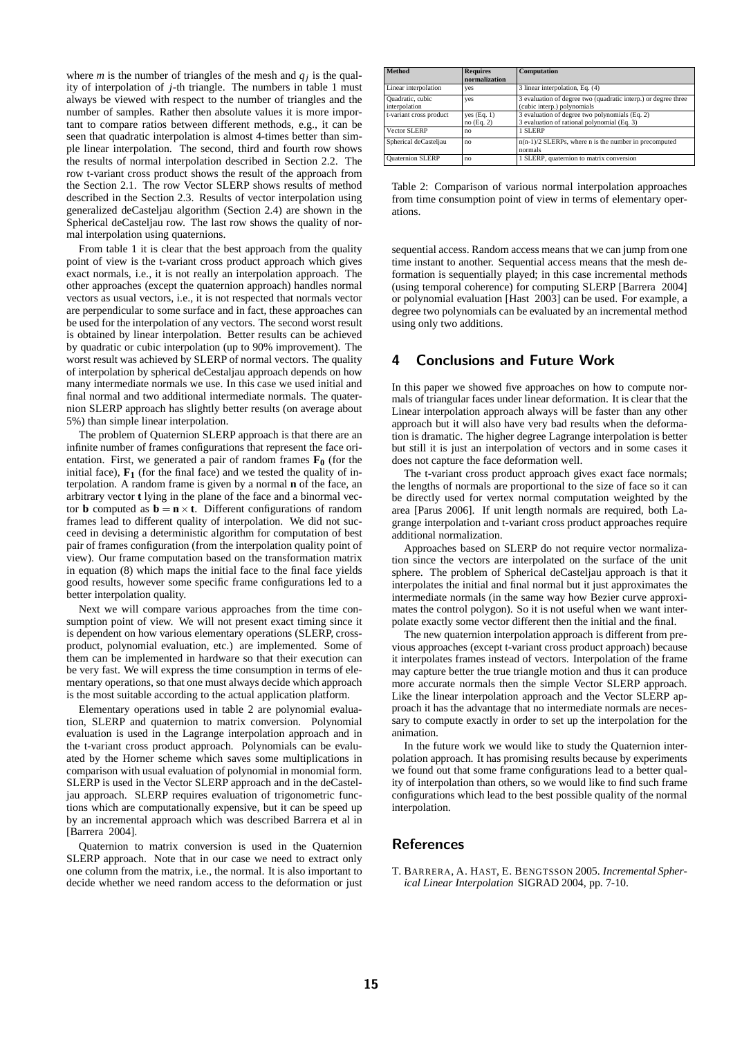where $m$ is the number of triangles of the mesh and $q_j$ is the quality of interpolation of $j$-th triangle. The numbers in table 1 must always be viewed with respect to the number of triangles and the number of samples. Rather then absolute values it is more important to compare ratios between different methods, e.g., it can be seen that quadratic interpolation is almost 4-times better than simple linear interpolation. The second, third and fourth row shows the results of normal interpolation described in Section 2.2. The row t-variant cross product shows the result of the approach from the Section 2.1. The row Vector SLERP shows results of method described in the Section 2.3. Results of vector interpolation using generalized deCasteljau algorithm (Section 2.4) are shown in the Spherical deCasteljau row. The last row shows the quality of normal interpolation using quaternions.

From table 1 it is clear that the best approach from the quality point of view is the t-variant cross product approach which gives exact normals, i.e., it is not really an interpolation approach. The other approaches (except the quaternion approach) handles normal vectors as usual vectors, i.e., it is not respected that normals vector are perpendicular to some surface and in fact, these approaches can be used for the interpolation of any vectors. The second worst result is obtained by linear interpolation. Better results can be achieved by quadratic or cubic interpolation (up to 90% improvement). The worst result was achieved by SLERP of normal vectors. The quality of interpolation by spherical deCestaljau approach depends on how many intermediate normals we use. In this case we used initial and final normal and two additional intermediate normals. The quaternion SLERP approach has slightly better results (on average about 5%) than simple linear interpolation.

The problem of Quaternion SLERP approach is that there are an infinite number of frames configurations that represent the face orientation. First, we generated a pair of random frames $\mathbf{F_0}$ (for the initial face), $\mathbf{F_1}$ (for the final face) and we tested the quality of interpolation. A random frame is given by a normal $\mathbf{n}$ of the face, an arbitrary vector $\mathbf{t}$ lying in the plane of the face and a binormal vector $\mathbf{b}$ computed as $\mathbf{b} = \mathbf{n} \times \mathbf{t}$. Different configurations of random frames lead to different quality of interpolation. We did not succeed in devising a deterministic algorithm for computation of best pair of frames configuration (from the interpolation quality point of view). Our frame computation based on the transformation matrix in equation (8) which maps the initial face to the final face yields good results, however some specific frame configurations led to a better interpolation quality.

Next we will compare various approaches from the time consumption point of view. We will not present exact timing since it is dependent on how various elementary operations (SLERP, cross-product, polynomial evaluation, etc.) are implemented. Some of them can be implemented in hardware so that their execution can be very fast. We will express the time consumption in terms of elementary operations, so that one must always decide which approach is the most suitable according to the actual application platform.

Elementary operations used in table 2 are polynomial evaluation, SLERP and quaternion to matrix conversion. Polynomial evaluation is used in the Lagrange interpolation approach and in the t-variant cross product approach. Polynomials can be evaluated by the Horner scheme which saves some multiplications in comparison with usual evaluation of polynomial in monomial form. SLERP is used in the Vector SLERP approach and in the deCasteljau approach. SLERP requires evaluation of trigonometric functions which are computationally expensive, but it can be speed up by an incremental approach which was described Barrera et al in [Barrera 2004].

Quaternion to matrix conversion is used in the Quaternion SLERP approach. Note that in our case we need to extract only one column from the matrix, i.e., the normal. It is also important to decide whether we need random access to the deformation or just sequential access. Random access means that we can jump from one time instant to another. Sequential access means that the mesh deformation is sequentially played; in this case incremental methods (using temporal coherence) for computing SLERP [Barrera 2004] or polynomial evaluation [Hast 2003] can be used. For example, a degree two polynomials can be evaluated by an incremental method using only two additions.

| Method | Requires normalization | Computation |
|---|---|---|
| Linear interpolation | yes | 3 linear interpolation, Eq. (4) |
| Quadratic, cubic interpolation | yes | 3 evaluation of degree two (quadratic interp.) or degree three (cubic interp.) polynomials |
| t-variant cross product | yes (Eq. 1) no (Eq. 2) | 3 evaluation of degree two polynomials (Eq. 2) 3 evaluation of rational polynomial (Eq. 3) |
| Vector SLERP | no | 1 SLERP |
| Spherical deCasteljau | no | n(n-1)/2 SLERPs, where n is the number in precomputed normals |
| Quaternion SLERP | no | 1 SLERP, quaternion to matrix conversion |

Table 2: Comparison of various normal interpolation approaches from time consumption point of view in terms of elementary operations.

## 4 Conclusions and Future Work

In this paper we showed five approaches on how to compute normals of triangular faces under linear deformation. It is clear that the Linear interpolation approach always will be faster than any other approach but it will also have very bad results when the deformation is dramatic. The higher degree Lagrange interpolation is better but still it is just an interpolation of vectors and in some cases it does not capture the face deformation well.

The t-variant cross product approach gives exact face normals; the lengths of normals are proportional to the size of face so it can be directly used for vertex normal computation weighted by the area [Parus 2006]. If unit length normals are required, both Lagrange interpolation and t-variant cross product approaches require additional normalization.

Approaches based on SLERP do not require vector normalization since the vectors are interpolated on the surface of the unit sphere. The problem of Spherical deCasteljau approach is that it interpolates the initial and final normal but it just approximates the intermediate normals (in the same way how Bezier curve approximates the control polygon). So it is not useful when we want interpolate exactly some vector different then the initial and the final.

The new quaternion interpolation approach is different from previous approaches (except t-variant cross product approach) because it interpolates frames instead of vectors. Interpolation of the frame may capture better the true triangle motion and thus it can produce more accurate normals then the simple Vector SLERP approach. Like the linear interpolation approach and the Vector SLERP approach it has the advantage that no intermediate normals are necessary to compute exactly in order to set up the interpolation for the animation.

In the future work we would like to study the Quaternion interpolation approach. It has promising results because by experiments we found out that some frame configurations lead to a better quality of interpolation than others, so we would like to find such frame configurations which lead to the best possible quality of the normal interpolation.

## References

T. BARRERA, A. HAST, E. BENGTSSON 2005. *Incremental Spherical Linear Interpolation* SIGRAD 2004, pp. 7-10.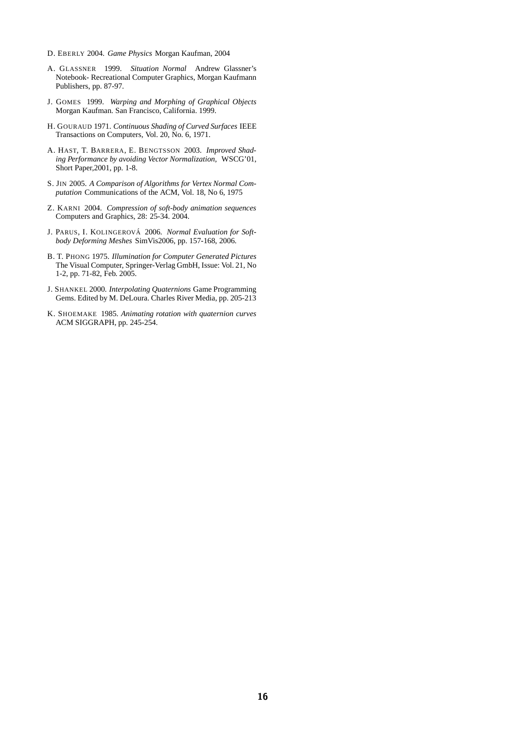D. EBERLY 2004. *Game Physics* Morgan Kaufman, 2004

A. GLASSNER 1999. *Situation Normal* Andrew Glassner's Notebook- Recreational Computer Graphics, Morgan Kaufmann Publishers, pp. 87-97.

J. GOMES 1999. *Warping and Morphing of Graphical Objects* Morgan Kaufman. San Francisco, California. 1999.

H. GOURAUD 1971. *Continuous Shading of Curved Surfaces* IEEE Transactions on Computers, Vol. 20, No. 6, 1971.

A. HAST, T. BARRERA, E. BENGTSSON 2003. *Improved Shading Performance by avoiding Vector Normalization*, WSCG'01, Short Paper,2001, pp. 1-8.

S. JIN 2005. *A Comparison of Algorithms for Vertex Normal Computation* Communications of the ACM, Vol. 18, No 6, 1975

Z. KARNI 2004. *Compression of soft-body animation sequences* Computers and Graphics, 28: 25-34. 2004.

J. PARUS, I. KOLINGEROVÁ 2006. *Normal Evaluation for Softbody Deforming Meshes* SimVis2006, pp. 157-168, 2006.

B. T. PHONG 1975. *Illumination for Computer Generated Pictures* The Visual Computer, Springer-Verlag GmbH, Issue: Vol. 21, No 1-2, pp. 71-82, Feb. 2005.

J. SHANKEL 2000. *Interpolating Quaternions* Game Programming Gems. Edited by M. DeLoura. Charles River Media, pp. 205-213

K. SHOEMAKE 1985. *Animating rotation with quaternion curves* ACM SIGGRAPH, pp. 245-254.